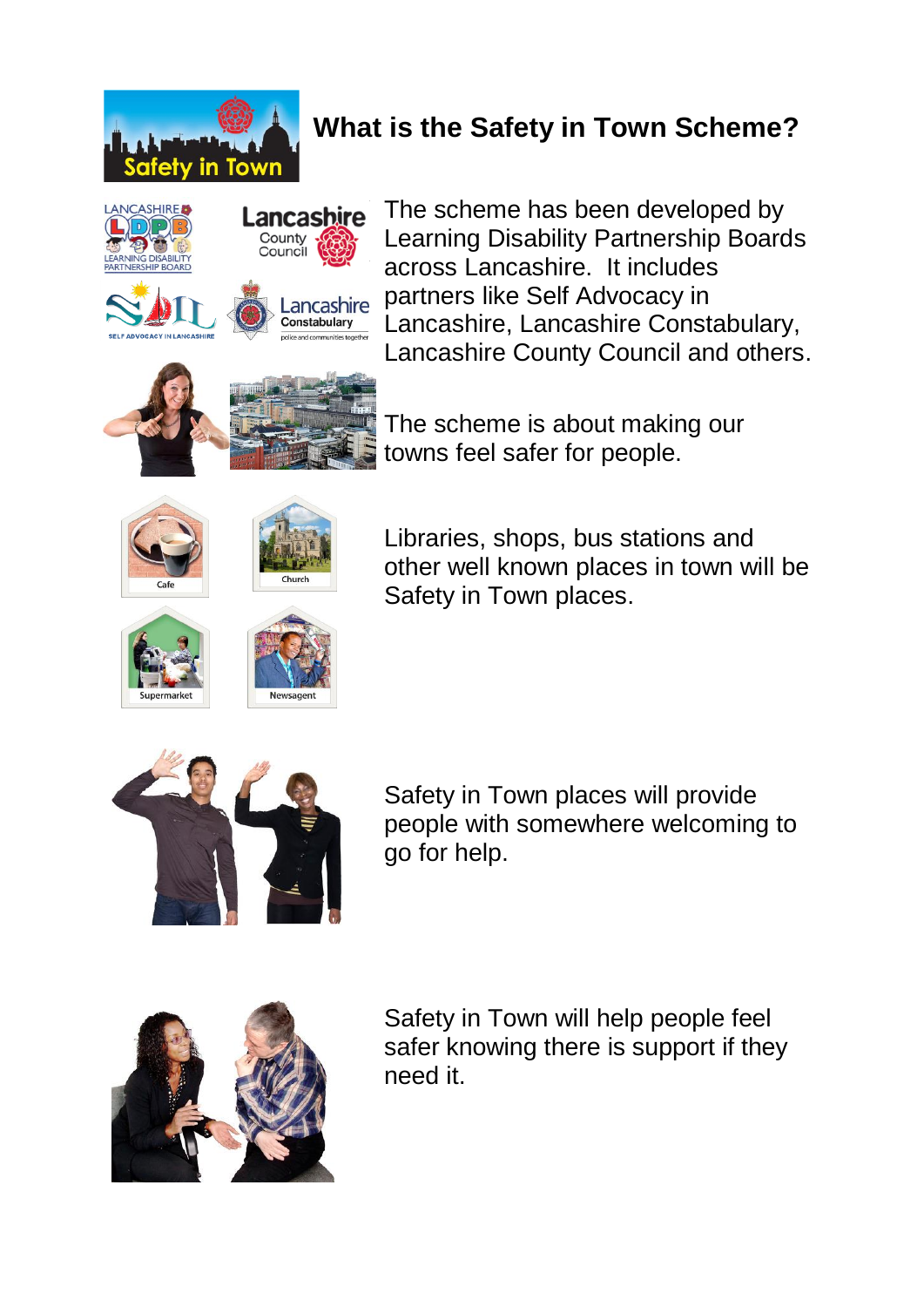# What is the Safety in Town Scheme?

The scheme has been developed by Learning Disability Partnership Boards across Lancashire. It includes partners like Self Advocacy in Lancashire, Lancashire Constabulary, Lancashire County Council and others.

The scheme is about making our towns feel safer for people.

Libraries, shops, bus stations and other well known places in town will be Safety in Town places.

Safety in Town places will provide people with somewhere welcoming to go for help.

Safety in Town will help people feel safer knowing there is support if they need it.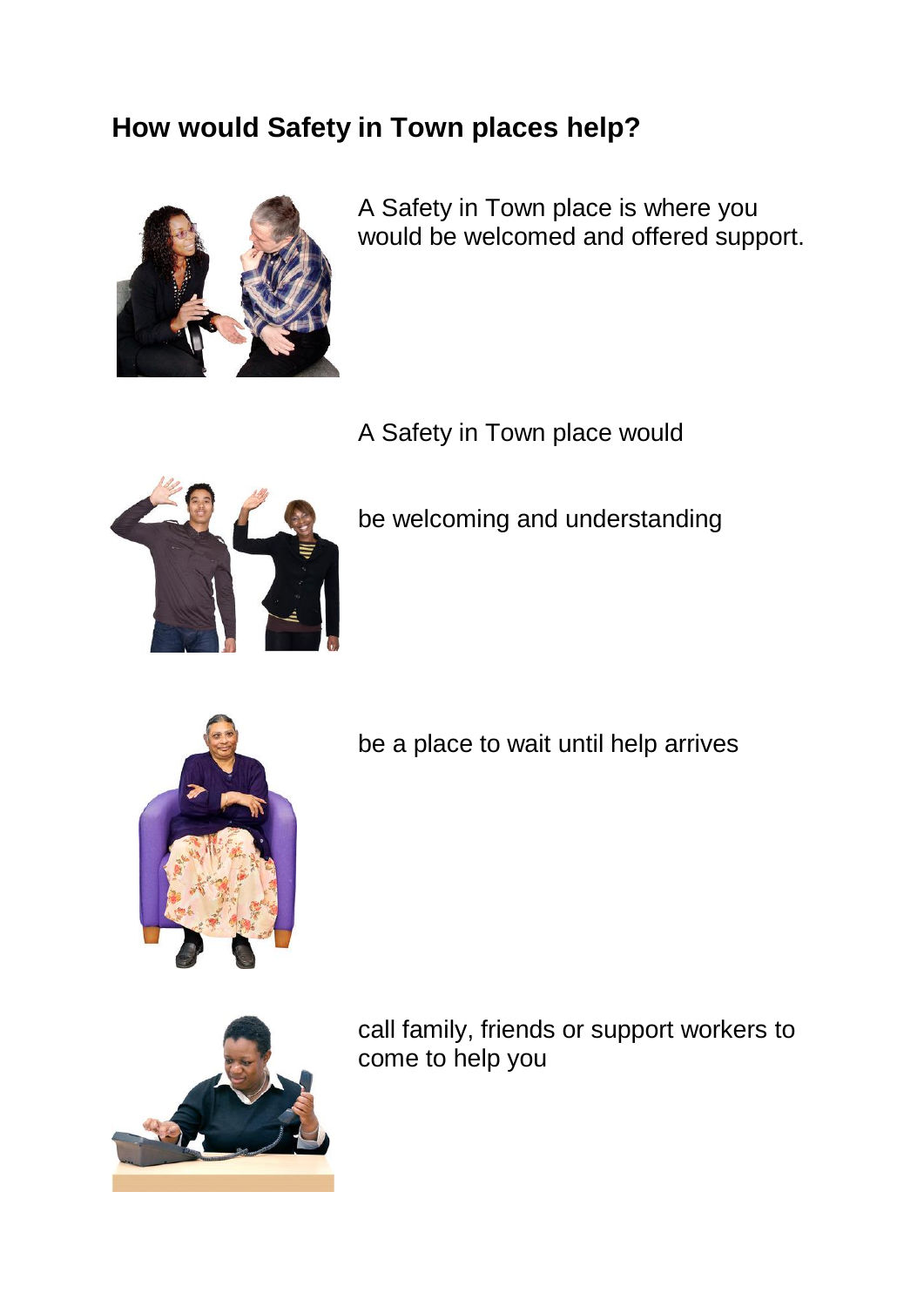## How would Safety in Town places help?

A Safety in Town place is where you would be welcomed and offered support.

A Safety in Town place would

- be welcoming and understanding
- be a place to wait until help arrives
- call family, friends or support workers to come to help you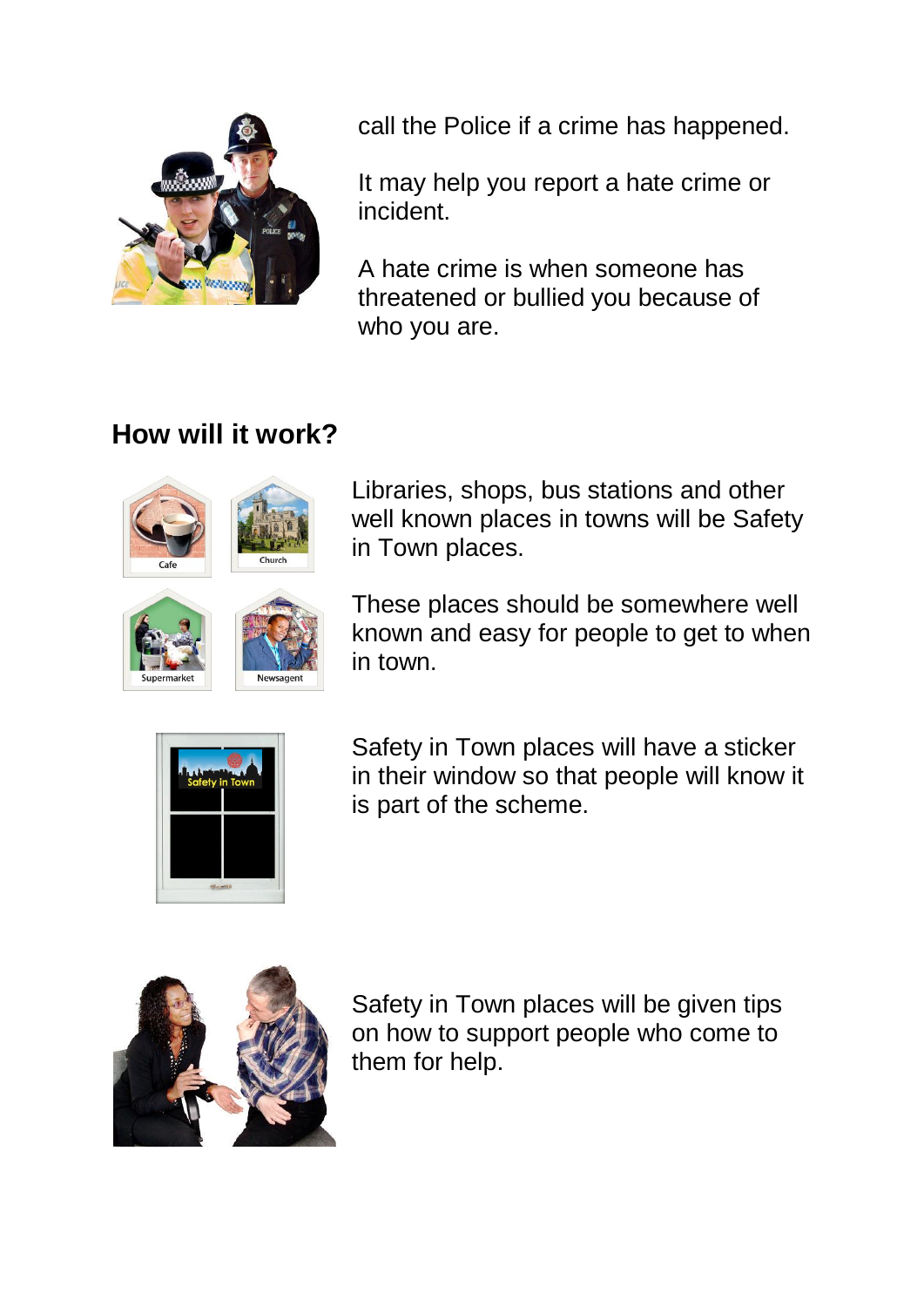call the Police if a crime has happened.

It may help you report a hate crime or incident.

A hate crime is when someone has threatened or bullied you because of who you are.

## How will it work?

Libraries, shops, bus stations and other well known places in towns will be Safety in Town places.

These places should be somewhere well known and easy for people to get to when in town.

Safety in Town places will have a sticker in their window so that people will know it is part of the scheme.

Safety in Town places will be given tips on how to support people who come to them for help.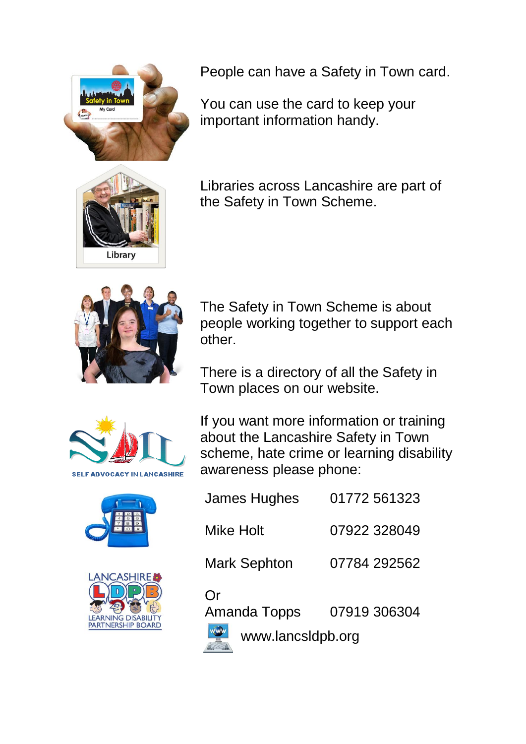People can have a Safety in Town card.

You can use the card to keep your important information handy.

Libraries across Lancashire are part of the Safety in Town Scheme.

The Safety in Town Scheme is about people working together to support each other.

There is a directory of all the Safety in Town places on our website.

If you want more information or training about the Lancashire Safety in Town scheme, hate crime or learning disability awareness please phone:

| | |
|---|---|
| James Hughes | 01772 561323 |
| Mike Holt | 07922 328049 |
| Mark Sephton | 07784 292562 |
| Or<br>Amanda Topps | 07919 306304 |

www.lancsldpb.org